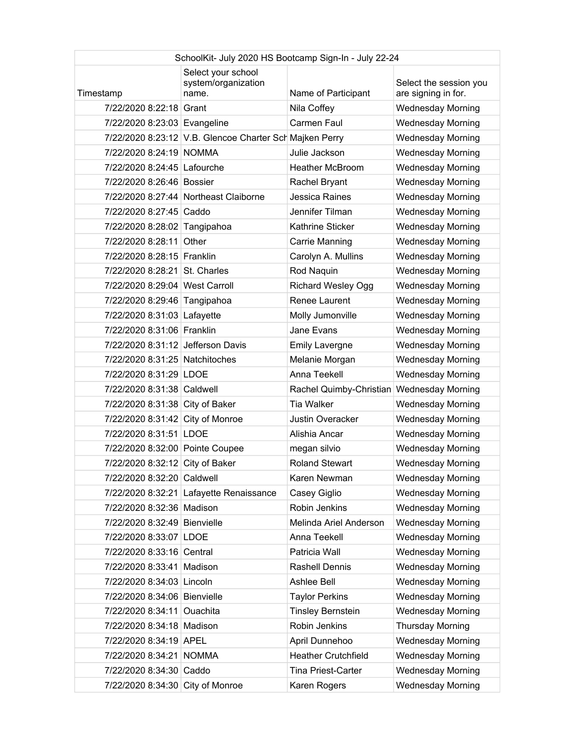| SchoolKit- July 2020 HS Bootcamp Sign-In - July 22-24 | | | |
|---|---|---|---|
| Timestamp | Select your school system/organization name. | Name of Participant | Select the session you are signing in for. |
| 7/22/2020 8:22:18 | Grant | Nila Coffey | Wednesday Morning |
| 7/22/2020 8:23:03 | Evangeline | Carmen Faul | Wednesday Morning |
| 7/22/2020 8:23:12 | V.B. Glencoe Charter Sch | Majken Perry | Wednesday Morning |
| 7/22/2020 8:24:19 | NOMMA | Julie Jackson | Wednesday Morning |
| 7/22/2020 8:24:45 | Lafourche | Heather McBroom | Wednesday Morning |
| 7/22/2020 8:26:46 | Bossier | Rachel Bryant | Wednesday Morning |
| 7/22/2020 8:27:44 | Northeast Claiborne | Jessica Raines | Wednesday Morning |
| 7/22/2020 8:27:45 | Caddo | Jennifer Tilman | Wednesday Morning |
| 7/22/2020 8:28:02 | Tangipahoa | Kathrine Sticker | Wednesday Morning |
| 7/22/2020 8:28:11 | Other | Carrie Manning | Wednesday Morning |
| 7/22/2020 8:28:15 | Franklin | Carolyn A. Mullins | Wednesday Morning |
| 7/22/2020 8:28:21 | St. Charles | Rod Naquin | Wednesday Morning |
| 7/22/2020 8:29:04 | West Carroll | Richard Wesley Ogg | Wednesday Morning |
| 7/22/2020 8:29:46 | Tangipahoa | Renee Laurent | Wednesday Morning |
| 7/22/2020 8:31:03 | Lafayette | Molly Jumonville | Wednesday Morning |
| 7/22/2020 8:31:06 | Franklin | Jane Evans | Wednesday Morning |
| 7/22/2020 8:31:12 | Jefferson Davis | Emily Lavergne | Wednesday Morning |
| 7/22/2020 8:31:25 | Natchitoches | Melanie Morgan | Wednesday Morning |
| 7/22/2020 8:31:29 | LDOE | Anna Teekell | Wednesday Morning |
| 7/22/2020 8:31:38 | Caldwell | Rachel Quimby-Christian | Wednesday Morning |
| 7/22/2020 8:31:38 | City of Baker | Tia Walker | Wednesday Morning |
| 7/22/2020 8:31:42 | City of Monroe | Justin Overacker | Wednesday Morning |
| 7/22/2020 8:31:51 | LDOE | Alishia Ancar | Wednesday Morning |
| 7/22/2020 8:32:00 | Pointe Coupee | megan silvio | Wednesday Morning |
| 7/22/2020 8:32:12 | City of Baker | Roland Stewart | Wednesday Morning |
| 7/22/2020 8:32:20 | Caldwell | Karen Newman | Wednesday Morning |
| 7/22/2020 8:32:21 | Lafayette Renaissance | Casey Giglio | Wednesday Morning |
| 7/22/2020 8:32:36 | Madison | Robin Jenkins | Wednesday Morning |
| 7/22/2020 8:32:49 | Bienvielle | Melinda Ariel Anderson | Wednesday Morning |
| 7/22/2020 8:33:07 | LDOE | Anna Teekell | Wednesday Morning |
| 7/22/2020 8:33:16 | Central | Patricia Wall | Wednesday Morning |
| 7/22/2020 8:33:41 | Madison | Rashell Dennis | Wednesday Morning |
| 7/22/2020 8:34:03 | Lincoln | Ashlee Bell | Wednesday Morning |
| 7/22/2020 8:34:06 | Bienvielle | Taylor Perkins | Wednesday Morning |
| 7/22/2020 8:34:11 | Ouachita | Tinsley Bernstein | Wednesday Morning |
| 7/22/2020 8:34:18 | Madison | Robin Jenkins | Thursday Morning |
| 7/22/2020 8:34:19 | APEL | April Dunnehoo | Wednesday Morning |
| 7/22/2020 8:34:21 | NOMMA | Heather Crutchfield | Wednesday Morning |
| 7/22/2020 8:34:30 | Caddo | Tina Priest-Carter | Wednesday Morning |
| 7/22/2020 8:34:30 | City of Monroe | Karen Rogers | Wednesday Morning |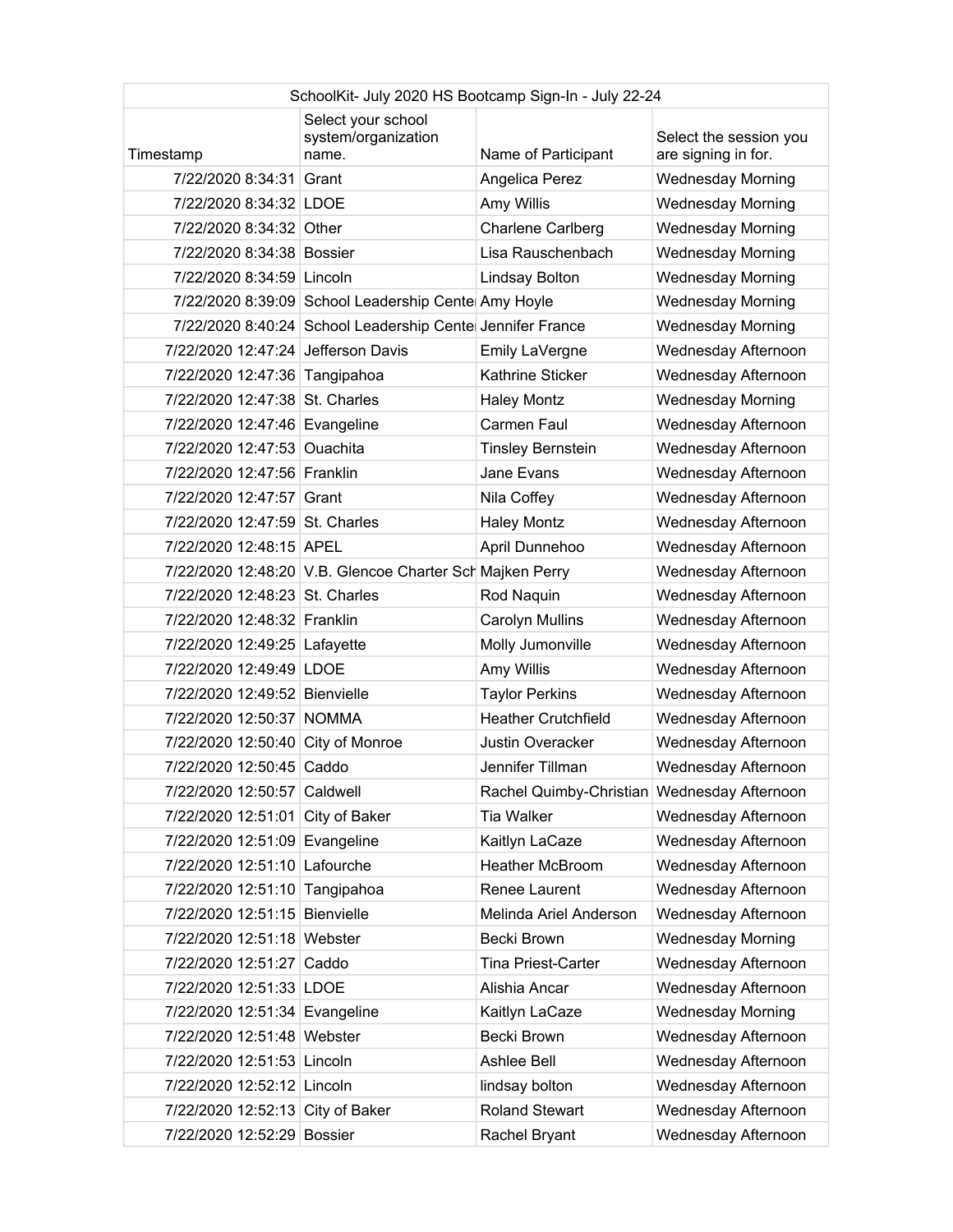| SchoolKit- July 2020 HS Bootcamp Sign-In - July 22-24 | | | |
|---|---|---|---|
| Timestamp | Select your school system/organization name. | Name of Participant | Select the session you are signing in for. |
| 7/22/2020 8:34:31 | Grant | Angelica Perez | Wednesday Morning |
| 7/22/2020 8:34:32 | LDOE | Amy Willis | Wednesday Morning |
| 7/22/2020 8:34:32 | Other | Charlene Carlberg | Wednesday Morning |
| 7/22/2020 8:34:38 | Bossier | Lisa Rauschenbach | Wednesday Morning |
| 7/22/2020 8:34:59 | Lincoln | Lindsay Bolton | Wednesday Morning |
| 7/22/2020 8:39:09 | School Leadership Cente | Amy Hoyle | Wednesday Morning |
| 7/22/2020 8:40:24 | School Leadership Cente | Jennifer France | Wednesday Morning |
| 7/22/2020 12:47:24 | Jefferson Davis | Emily LaVergne | Wednesday Afternoon |
| 7/22/2020 12:47:36 | Tangipahoa | Kathrine Sticker | Wednesday Afternoon |
| 7/22/2020 12:47:38 | St. Charles | Haley Montz | Wednesday Morning |
| 7/22/2020 12:47:46 | Evangeline | Carmen Faul | Wednesday Afternoon |
| 7/22/2020 12:47:53 | Ouachita | Tinsley Bernstein | Wednesday Afternoon |
| 7/22/2020 12:47:56 | Franklin | Jane Evans | Wednesday Afternoon |
| 7/22/2020 12:47:57 | Grant | Nila Coffey | Wednesday Afternoon |
| 7/22/2020 12:47:59 | St. Charles | Haley Montz | Wednesday Afternoon |
| 7/22/2020 12:48:15 | APEL | April Dunnehoo | Wednesday Afternoon |
| 7/22/2020 12:48:20 | V.B. Glencoe Charter Sch | Majken Perry | Wednesday Afternoon |
| 7/22/2020 12:48:23 | St. Charles | Rod Naquin | Wednesday Afternoon |
| 7/22/2020 12:48:32 | Franklin | Carolyn Mullins | Wednesday Afternoon |
| 7/22/2020 12:49:25 | Lafayette | Molly Jumonville | Wednesday Afternoon |
| 7/22/2020 12:49:49 | LDOE | Amy Willis | Wednesday Afternoon |
| 7/22/2020 12:49:52 | Bienvielle | Taylor Perkins | Wednesday Afternoon |
| 7/22/2020 12:50:37 | NOMMA | Heather Crutchfield | Wednesday Afternoon |
| 7/22/2020 12:50:40 | City of Monroe | Justin Overacker | Wednesday Afternoon |
| 7/22/2020 12:50:45 | Caddo | Jennifer Tillman | Wednesday Afternoon |
| 7/22/2020 12:50:57 | Caldwell | Rachel Quimby-Christian | Wednesday Afternoon |
| 7/22/2020 12:51:01 | City of Baker | Tia Walker | Wednesday Afternoon |
| 7/22/2020 12:51:09 | Evangeline | Kaitlyn LaCaze | Wednesday Afternoon |
| 7/22/2020 12:51:10 | Lafourche | Heather McBroom | Wednesday Afternoon |
| 7/22/2020 12:51:10 | Tangipahoa | Renee Laurent | Wednesday Afternoon |
| 7/22/2020 12:51:15 | Bienvielle | Melinda Ariel Anderson | Wednesday Afternoon |
| 7/22/2020 12:51:18 | Webster | Becki Brown | Wednesday Morning |
| 7/22/2020 12:51:27 | Caddo | Tina Priest-Carter | Wednesday Afternoon |
| 7/22/2020 12:51:33 | LDOE | Alishia Ancar | Wednesday Afternoon |
| 7/22/2020 12:51:34 | Evangeline | Kaitlyn LaCaze | Wednesday Morning |
| 7/22/2020 12:51:48 | Webster | Becki Brown | Wednesday Afternoon |
| 7/22/2020 12:51:53 | Lincoln | Ashlee Bell | Wednesday Afternoon |
| 7/22/2020 12:52:12 | Lincoln | lindsay bolton | Wednesday Afternoon |
| 7/22/2020 12:52:13 | City of Baker | Roland Stewart | Wednesday Afternoon |
| 7/22/2020 12:52:29 | Bossier | Rachel Bryant | Wednesday Afternoon |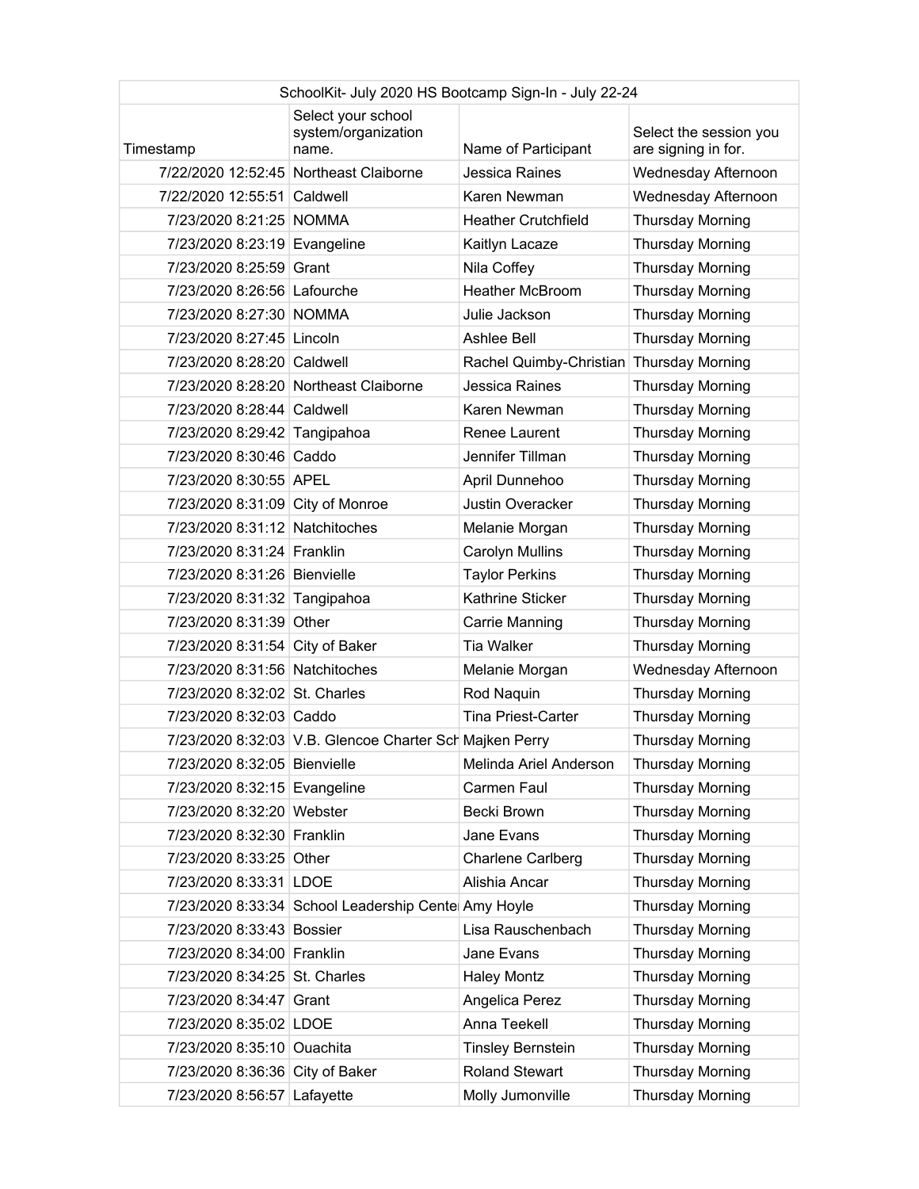| SchoolKit- July 2020 HS Bootcamp Sign-In - July 22-24 | | | |
|---|---|---|---|
| Timestamp | Select your school system/organization name. | Name of Participant | Select the session you are signing in for. |
| 7/22/2020 12:52:45 | Northeast Claiborne | Jessica Raines | Wednesday Afternoon |
| 7/22/2020 12:55:51 | Caldwell | Karen Newman | Wednesday Afternoon |
| 7/23/2020 8:21:25 | NOMMA | Heather Crutchfield | Thursday Morning |
| 7/23/2020 8:23:19 | Evangeline | Kaitlyn Lacaze | Thursday Morning |
| 7/23/2020 8:25:59 | Grant | Nila Coffey | Thursday Morning |
| 7/23/2020 8:26:56 | Lafourche | Heather McBroom | Thursday Morning |
| 7/23/2020 8:27:30 | NOMMA | Julie Jackson | Thursday Morning |
| 7/23/2020 8:27:45 | Lincoln | Ashlee Bell | Thursday Morning |
| 7/23/2020 8:28:20 | Caldwell | Rachel Quimby-Christian | Thursday Morning |
| 7/23/2020 8:28:20 | Northeast Claiborne | Jessica Raines | Thursday Morning |
| 7/23/2020 8:28:44 | Caldwell | Karen Newman | Thursday Morning |
| 7/23/2020 8:29:42 | Tangipahoa | Renee Laurent | Thursday Morning |
| 7/23/2020 8:30:46 | Caddo | Jennifer Tillman | Thursday Morning |
| 7/23/2020 8:30:55 | APEL | April Dunnehoo | Thursday Morning |
| 7/23/2020 8:31:09 | City of Monroe | Justin Overacker | Thursday Morning |
| 7/23/2020 8:31:12 | Natchitoches | Melanie Morgan | Thursday Morning |
| 7/23/2020 8:31:24 | Franklin | Carolyn Mullins | Thursday Morning |
| 7/23/2020 8:31:26 | Bienvielle | Taylor Perkins | Thursday Morning |
| 7/23/2020 8:31:32 | Tangipahoa | Kathrine Sticker | Thursday Morning |
| 7/23/2020 8:31:39 | Other | Carrie Manning | Thursday Morning |
| 7/23/2020 8:31:54 | City of Baker | Tia Walker | Thursday Morning |
| 7/23/2020 8:31:56 | Natchitoches | Melanie Morgan | Wednesday Afternoon |
| 7/23/2020 8:32:02 | St. Charles | Rod Naquin | Thursday Morning |
| 7/23/2020 8:32:03 | Caddo | Tina Priest-Carter | Thursday Morning |
| 7/23/2020 8:32:03 | V.B. Glencoe Charter Sch | Majken Perry | Thursday Morning |
| 7/23/2020 8:32:05 | Bienvielle | Melinda Ariel Anderson | Thursday Morning |
| 7/23/2020 8:32:15 | Evangeline | Carmen Faul | Thursday Morning |
| 7/23/2020 8:32:20 | Webster | Becki Brown | Thursday Morning |
| 7/23/2020 8:32:30 | Franklin | Jane Evans | Thursday Morning |
| 7/23/2020 8:33:25 | Other | Charlene Carlberg | Thursday Morning |
| 7/23/2020 8:33:31 | LDOE | Alishia Ancar | Thursday Morning |
| 7/23/2020 8:33:34 | School Leadership Center | Amy Hoyle | Thursday Morning |
| 7/23/2020 8:33:43 | Bossier | Lisa Rauschenbach | Thursday Morning |
| 7/23/2020 8:34:00 | Franklin | Jane Evans | Thursday Morning |
| 7/23/2020 8:34:25 | St. Charles | Haley Montz | Thursday Morning |
| 7/23/2020 8:34:47 | Grant | Angelica Perez | Thursday Morning |
| 7/23/2020 8:35:02 | LDOE | Anna Teekell | Thursday Morning |
| 7/23/2020 8:35:10 | Ouachita | Tinsley Bernstein | Thursday Morning |
| 7/23/2020 8:36:36 | City of Baker | Roland Stewart | Thursday Morning |
| 7/23/2020 8:56:57 | Lafayette | Molly Jumonville | Thursday Morning |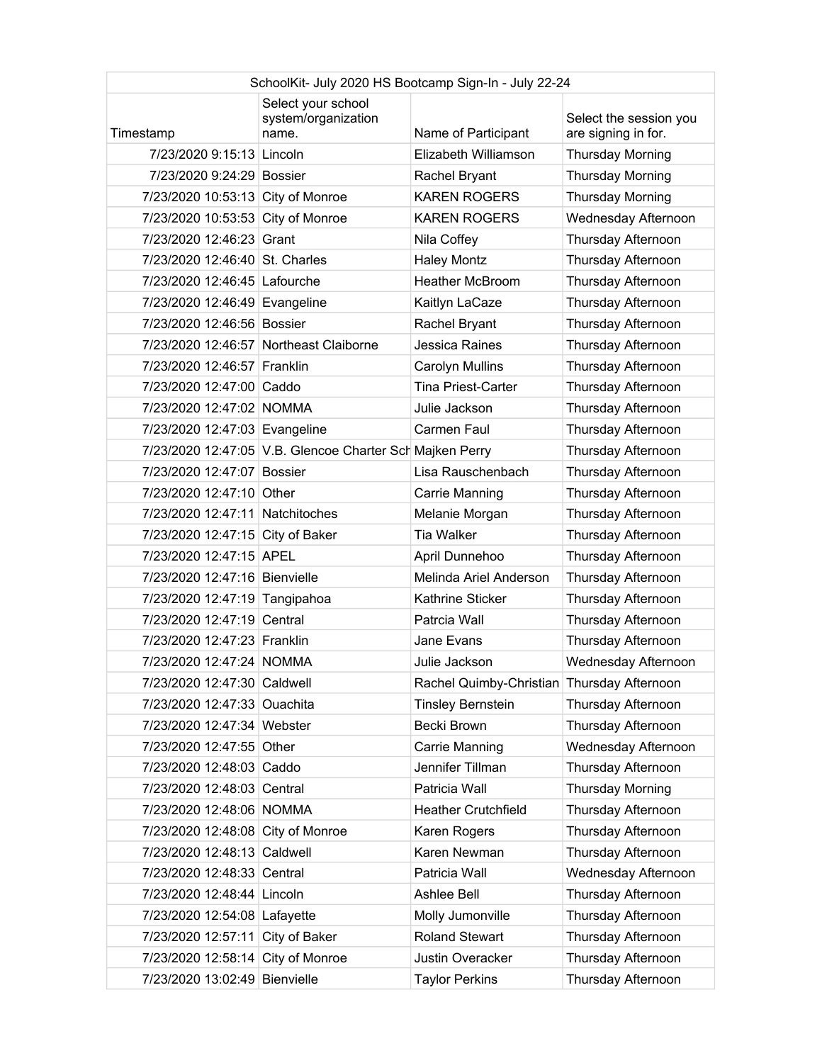| SchoolKit- July 2020 HS Bootcamp Sign-In - July 22-24 | | | |
|---|---|---|---|
| Timestamp | Select your school system/organization name. | Name of Participant | Select the session you are signing in for. |
| 7/23/2020 9:15:13 | Lincoln | Elizabeth Williamson | Thursday Morning |
| 7/23/2020 9:24:29 | Bossier | Rachel Bryant | Thursday Morning |
| 7/23/2020 10:53:13 | City of Monroe | KAREN ROGERS | Thursday Morning |
| 7/23/2020 10:53:53 | City of Monroe | KAREN ROGERS | Wednesday Afternoon |
| 7/23/2020 12:46:23 | Grant | Nila Coffey | Thursday Afternoon |
| 7/23/2020 12:46:40 | St. Charles | Haley Montz | Thursday Afternoon |
| 7/23/2020 12:46:45 | Lafourche | Heather McBroom | Thursday Afternoon |
| 7/23/2020 12:46:49 | Evangeline | Kaitlyn LaCaze | Thursday Afternoon |
| 7/23/2020 12:46:56 | Bossier | Rachel Bryant | Thursday Afternoon |
| 7/23/2020 12:46:57 | Northeast Claiborne | Jessica Raines | Thursday Afternoon |
| 7/23/2020 12:46:57 | Franklin | Carolyn Mullins | Thursday Afternoon |
| 7/23/2020 12:47:00 | Caddo | Tina Priest-Carter | Thursday Afternoon |
| 7/23/2020 12:47:02 | NOMMA | Julie Jackson | Thursday Afternoon |
| 7/23/2020 12:47:03 | Evangeline | Carmen Faul | Thursday Afternoon |
| 7/23/2020 12:47:05 | V.B. Glencoe Charter Sch | Majken Perry | Thursday Afternoon |
| 7/23/2020 12:47:07 | Bossier | Lisa Rauschenbach | Thursday Afternoon |
| 7/23/2020 12:47:10 | Other | Carrie Manning | Thursday Afternoon |
| 7/23/2020 12:47:11 | Natchitoches | Melanie Morgan | Thursday Afternoon |
| 7/23/2020 12:47:15 | City of Baker | Tia Walker | Thursday Afternoon |
| 7/23/2020 12:47:15 | APEL | April Dunnehoo | Thursday Afternoon |
| 7/23/2020 12:47:16 | Bienvielle | Melinda Ariel Anderson | Thursday Afternoon |
| 7/23/2020 12:47:19 | Tangipahoa | Kathrine Sticker | Thursday Afternoon |
| 7/23/2020 12:47:19 | Central | Patrcia Wall | Thursday Afternoon |
| 7/23/2020 12:47:23 | Franklin | Jane Evans | Thursday Afternoon |
| 7/23/2020 12:47:24 | NOMMA | Julie Jackson | Wednesday Afternoon |
| 7/23/2020 12:47:30 | Caldwell | Rachel Quimby-Christian | Thursday Afternoon |
| 7/23/2020 12:47:33 | Ouachita | Tinsley Bernstein | Thursday Afternoon |
| 7/23/2020 12:47:34 | Webster | Becki Brown | Thursday Afternoon |
| 7/23/2020 12:47:55 | Other | Carrie Manning | Wednesday Afternoon |
| 7/23/2020 12:48:03 | Caddo | Jennifer Tillman | Thursday Afternoon |
| 7/23/2020 12:48:03 | Central | Patricia Wall | Thursday Morning |
| 7/23/2020 12:48:06 | NOMMA | Heather Crutchfield | Thursday Afternoon |
| 7/23/2020 12:48:08 | City of Monroe | Karen Rogers | Thursday Afternoon |
| 7/23/2020 12:48:13 | Caldwell | Karen Newman | Thursday Afternoon |
| 7/23/2020 12:48:33 | Central | Patricia Wall | Wednesday Afternoon |
| 7/23/2020 12:48:44 | Lincoln | Ashlee Bell | Thursday Afternoon |
| 7/23/2020 12:54:08 | Lafayette | Molly Jumonville | Thursday Afternoon |
| 7/23/2020 12:57:11 | City of Baker | Roland Stewart | Thursday Afternoon |
| 7/23/2020 12:58:14 | City of Monroe | Justin Overacker | Thursday Afternoon |
| 7/23/2020 13:02:49 | Bienvielle | Taylor Perkins | Thursday Afternoon |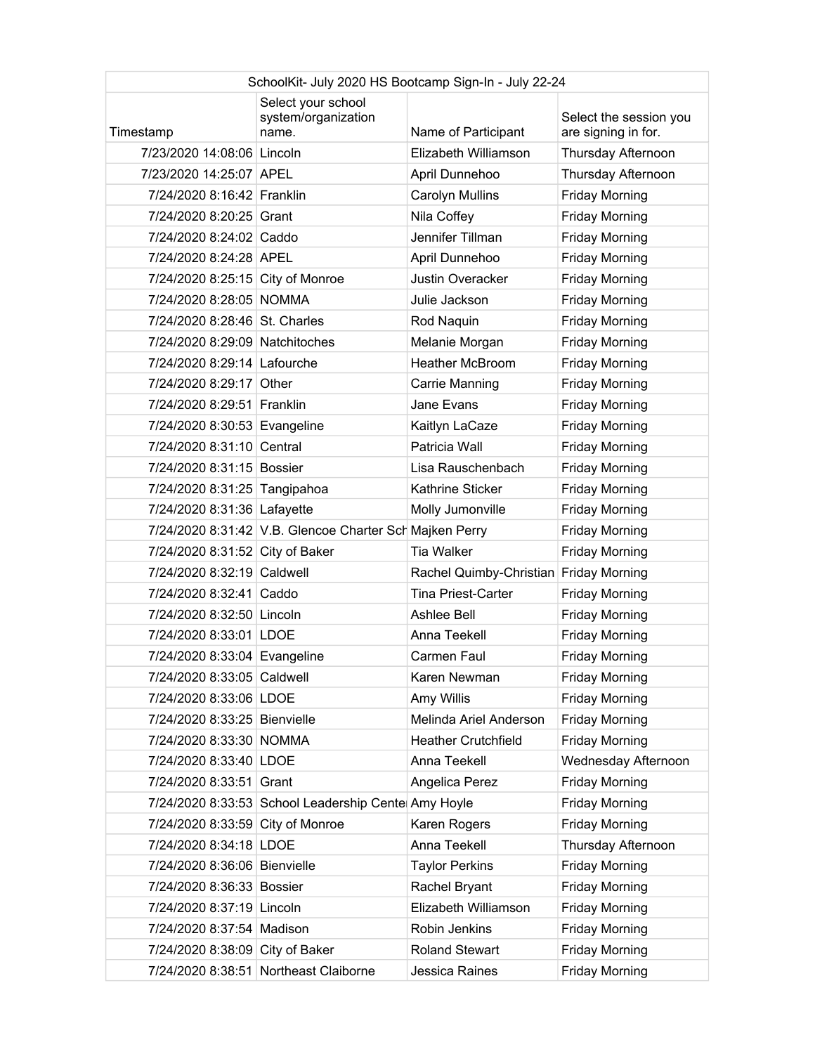| SchoolKit- July 2020 HS Bootcamp Sign-In - July 22-24 | | | |
|---|---|---|---|
| Timestamp | Select your school system/organization name. | Name of Participant | Select the session you are signing in for. |
| 7/23/2020 14:08:06 | Lincoln | Elizabeth Williamson | Thursday Afternoon |
| 7/23/2020 14:25:07 | APEL | April Dunnehoo | Thursday Afternoon |
| 7/24/2020 8:16:42 | Franklin | Carolyn Mullins | Friday Morning |
| 7/24/2020 8:20:25 | Grant | Nila Coffey | Friday Morning |
| 7/24/2020 8:24:02 | Caddo | Jennifer Tillman | Friday Morning |
| 7/24/2020 8:24:28 | APEL | April Dunnehoo | Friday Morning |
| 7/24/2020 8:25:15 | City of Monroe | Justin Overacker | Friday Morning |
| 7/24/2020 8:28:05 | NOMMA | Julie Jackson | Friday Morning |
| 7/24/2020 8:28:46 | St. Charles | Rod Naquin | Friday Morning |
| 7/24/2020 8:29:09 | Natchitoches | Melanie Morgan | Friday Morning |
| 7/24/2020 8:29:14 | Lafourche | Heather McBroom | Friday Morning |
| 7/24/2020 8:29:17 | Other | Carrie Manning | Friday Morning |
| 7/24/2020 8:29:51 | Franklin | Jane Evans | Friday Morning |
| 7/24/2020 8:30:53 | Evangeline | Kaitlyn LaCaze | Friday Morning |
| 7/24/2020 8:31:10 | Central | Patricia Wall | Friday Morning |
| 7/24/2020 8:31:15 | Bossier | Lisa Rauschenbach | Friday Morning |
| 7/24/2020 8:31:25 | Tangipahoa | Kathrine Sticker | Friday Morning |
| 7/24/2020 8:31:36 | Lafayette | Molly Jumonville | Friday Morning |
| 7/24/2020 8:31:42 | V.B. Glencoe Charter Sch | Majken Perry | Friday Morning |
| 7/24/2020 8:31:52 | City of Baker | Tia Walker | Friday Morning |
| 7/24/2020 8:32:19 | Caldwell | Rachel Quimby-Christian | Friday Morning |
| 7/24/2020 8:32:41 | Caddo | Tina Priest-Carter | Friday Morning |
| 7/24/2020 8:32:50 | Lincoln | Ashlee Bell | Friday Morning |
| 7/24/2020 8:33:01 | LDOE | Anna Teekell | Friday Morning |
| 7/24/2020 8:33:04 | Evangeline | Carmen Faul | Friday Morning |
| 7/24/2020 8:33:05 | Caldwell | Karen Newman | Friday Morning |
| 7/24/2020 8:33:06 | LDOE | Amy Willis | Friday Morning |
| 7/24/2020 8:33:25 | Bienvielle | Melinda Ariel Anderson | Friday Morning |
| 7/24/2020 8:33:30 | NOMMA | Heather Crutchfield | Friday Morning |
| 7/24/2020 8:33:40 | LDOE | Anna Teekell | Wednesday Afternoon |
| 7/24/2020 8:33:51 | Grant | Angelica Perez | Friday Morning |
| 7/24/2020 8:33:53 | School Leadership Cente | Amy Hoyle | Friday Morning |
| 7/24/2020 8:33:59 | City of Monroe | Karen Rogers | Friday Morning |
| 7/24/2020 8:34:18 | LDOE | Anna Teekell | Thursday Afternoon |
| 7/24/2020 8:36:06 | Bienvielle | Taylor Perkins | Friday Morning |
| 7/24/2020 8:36:33 | Bossier | Rachel Bryant | Friday Morning |
| 7/24/2020 8:37:19 | Lincoln | Elizabeth Williamson | Friday Morning |
| 7/24/2020 8:37:54 | Madison | Robin Jenkins | Friday Morning |
| 7/24/2020 8:38:09 | City of Baker | Roland Stewart | Friday Morning |
| 7/24/2020 8:38:51 | Northeast Claiborne | Jessica Raines | Friday Morning |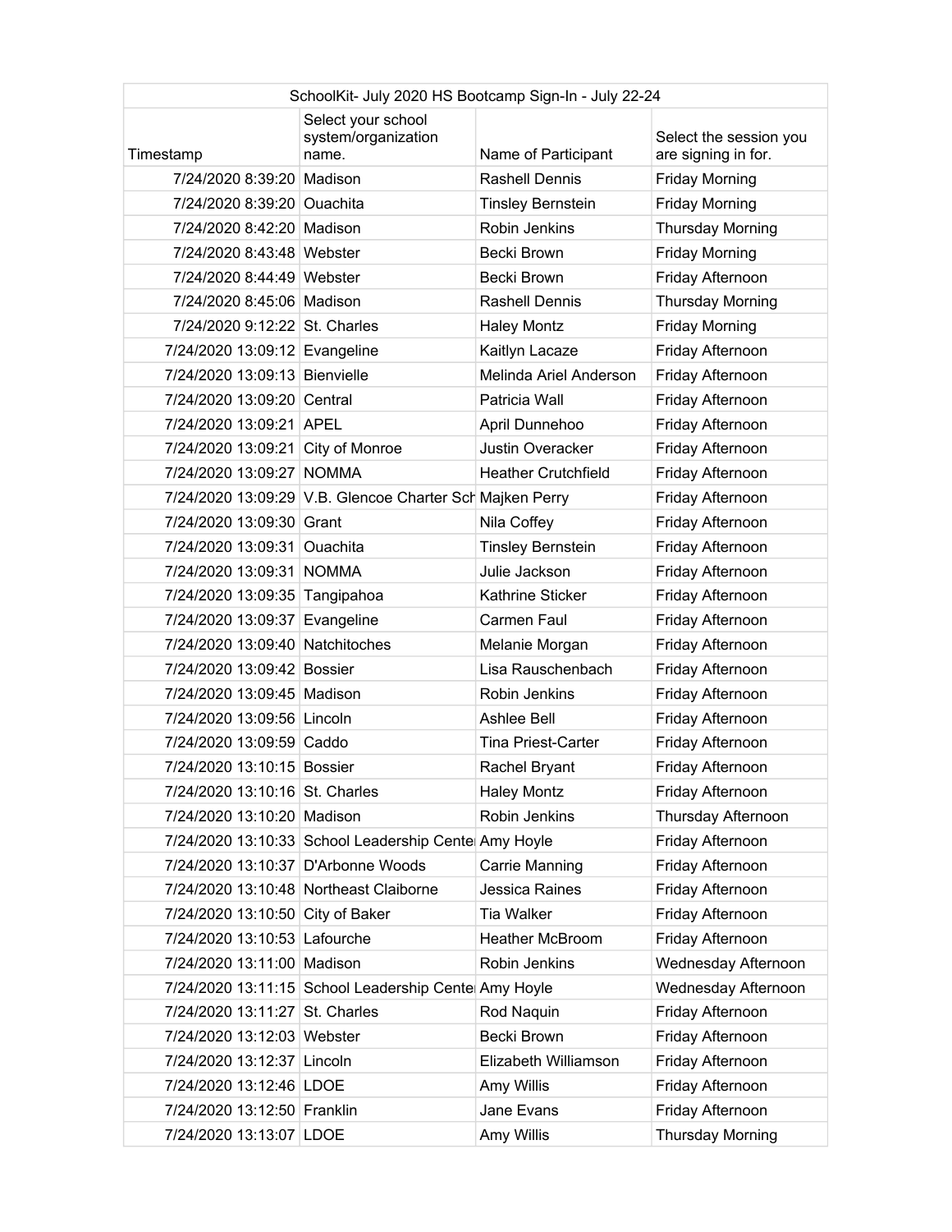| SchoolKit- July 2020 HS Bootcamp Sign-In - July 22-24 | | | |
|---|---|---|---|
| Timestamp | Select your school system/organization name. | Name of Participant | Select the session you are signing in for. |
| 7/24/2020 8:39:20 | Madison | Rashell Dennis | Friday Morning |
| 7/24/2020 8:39:20 | Ouachita | Tinsley Bernstein | Friday Morning |
| 7/24/2020 8:42:20 | Madison | Robin Jenkins | Thursday Morning |
| 7/24/2020 8:43:48 | Webster | Becki Brown | Friday Morning |
| 7/24/2020 8:44:49 | Webster | Becki Brown | Friday Afternoon |
| 7/24/2020 8:45:06 | Madison | Rashell Dennis | Thursday Morning |
| 7/24/2020 9:12:22 | St. Charles | Haley Montz | Friday Morning |
| 7/24/2020 13:09:12 | Evangeline | Kaitlyn Lacaze | Friday Afternoon |
| 7/24/2020 13:09:13 | Bienvielle | Melinda Ariel Anderson | Friday Afternoon |
| 7/24/2020 13:09:20 | Central | Patricia Wall | Friday Afternoon |
| 7/24/2020 13:09:21 | APEL | April Dunnehoo | Friday Afternoon |
| 7/24/2020 13:09:21 | City of Monroe | Justin Overacker | Friday Afternoon |
| 7/24/2020 13:09:27 | NOMMA | Heather Crutchfield | Friday Afternoon |
| 7/24/2020 13:09:29 | V.B. Glencoe Charter Sch | Majken Perry | Friday Afternoon |
| 7/24/2020 13:09:30 | Grant | Nila Coffey | Friday Afternoon |
| 7/24/2020 13:09:31 | Ouachita | Tinsley Bernstein | Friday Afternoon |
| 7/24/2020 13:09:31 | NOMMA | Julie Jackson | Friday Afternoon |
| 7/24/2020 13:09:35 | Tangipahoa | Kathrine Sticker | Friday Afternoon |
| 7/24/2020 13:09:37 | Evangeline | Carmen Faul | Friday Afternoon |
| 7/24/2020 13:09:40 | Natchitoches | Melanie Morgan | Friday Afternoon |
| 7/24/2020 13:09:42 | Bossier | Lisa Rauschenbach | Friday Afternoon |
| 7/24/2020 13:09:45 | Madison | Robin Jenkins | Friday Afternoon |
| 7/24/2020 13:09:56 | Lincoln | Ashlee Bell | Friday Afternoon |
| 7/24/2020 13:09:59 | Caddo | Tina Priest-Carter | Friday Afternoon |
| 7/24/2020 13:10:15 | Bossier | Rachel Bryant | Friday Afternoon |
| 7/24/2020 13:10:16 | St. Charles | Haley Montz | Friday Afternoon |
| 7/24/2020 13:10:20 | Madison | Robin Jenkins | Thursday Afternoon |
| 7/24/2020 13:10:33 | School Leadership Cente | Amy Hoyle | Friday Afternoon |
| 7/24/2020 13:10:37 | D'Arbonne Woods | Carrie Manning | Friday Afternoon |
| 7/24/2020 13:10:48 | Northeast Claiborne | Jessica Raines | Friday Afternoon |
| 7/24/2020 13:10:50 | City of Baker | Tia Walker | Friday Afternoon |
| 7/24/2020 13:10:53 | Lafourche | Heather McBroom | Friday Afternoon |
| 7/24/2020 13:11:00 | Madison | Robin Jenkins | Wednesday Afternoon |
| 7/24/2020 13:11:15 | School Leadership Cente | Amy Hoyle | Wednesday Afternoon |
| 7/24/2020 13:11:27 | St. Charles | Rod Naquin | Friday Afternoon |
| 7/24/2020 13:12:03 | Webster | Becki Brown | Friday Afternoon |
| 7/24/2020 13:12:37 | Lincoln | Elizabeth Williamson | Friday Afternoon |
| 7/24/2020 13:12:46 | LDOE | Amy Willis | Friday Afternoon |
| 7/24/2020 13:12:50 | Franklin | Jane Evans | Friday Afternoon |
| 7/24/2020 13:13:07 | LDOE | Amy Willis | Thursday Morning |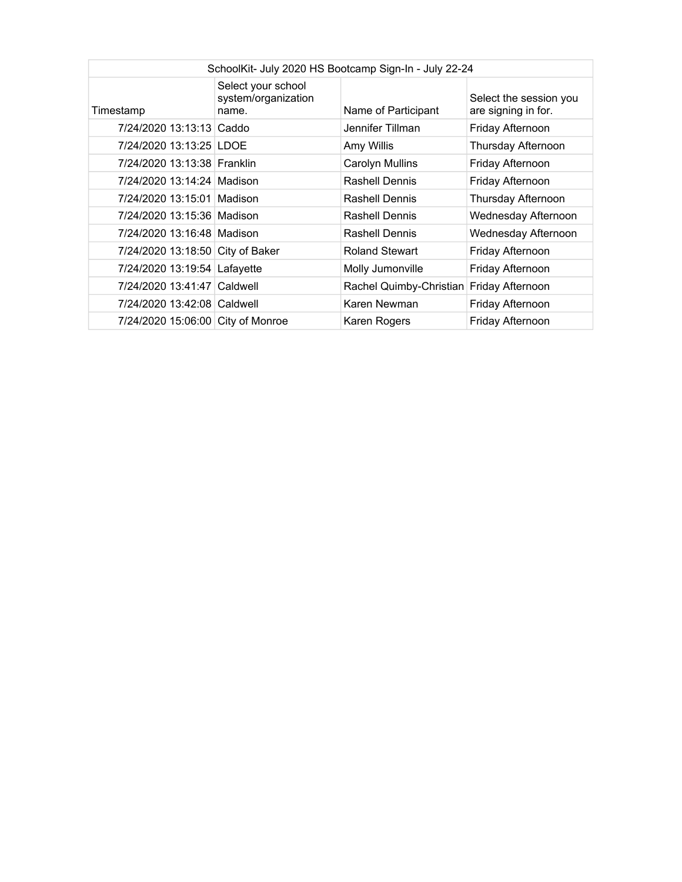| SchoolKit- July 2020 HS Bootcamp Sign-In - July 22-24 | | | |
|---|---|---|---|
| Timestamp | Select your school system/organization name. | Name of Participant | Select the session you are signing in for. |
| 7/24/2020 13:13:13 | Caddo | Jennifer Tillman | Friday Afternoon |
| 7/24/2020 13:13:25 | LDOE | Amy Willis | Thursday Afternoon |
| 7/24/2020 13:13:38 | Franklin | Carolyn Mullins | Friday Afternoon |
| 7/24/2020 13:14:24 | Madison | Rashell Dennis | Friday Afternoon |
| 7/24/2020 13:15:01 | Madison | Rashell Dennis | Thursday Afternoon |
| 7/24/2020 13:15:36 | Madison | Rashell Dennis | Wednesday Afternoon |
| 7/24/2020 13:16:48 | Madison | Rashell Dennis | Wednesday Afternoon |
| 7/24/2020 13:18:50 | City of Baker | Roland Stewart | Friday Afternoon |
| 7/24/2020 13:19:54 | Lafayette | Molly Jumonville | Friday Afternoon |
| 7/24/2020 13:41:47 | Caldwell | Rachel Quimby-Christian | Friday Afternoon |
| 7/24/2020 13:42:08 | Caldwell | Karen Newman | Friday Afternoon |
| 7/24/2020 15:06:00 | City of Monroe | Karen Rogers | Friday Afternoon |